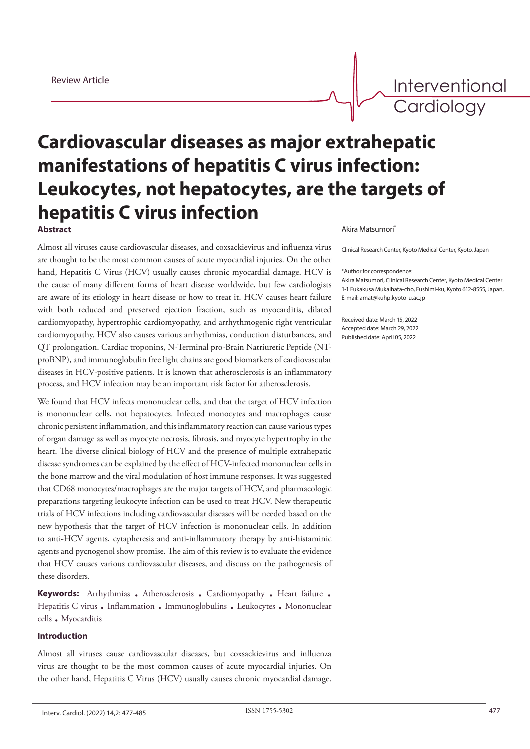Review Article

# Cardiovascular diseases as major extrahepatic manifestations of hepatitis C virus infection: Leukocytes, not hepatocytes, are the targets of hepatitis C virus infection

Akira Matsumori*

Clinical Research Center, Kyoto Medical Center, Kyoto, Japan

*Author for correspondence:
Akira Matsumori, Clinical Research Center, Kyoto Medical Center 1-1 Fukakusa Mukaihata-cho, Fushimi-ku, Kyoto 612-8555, Japan, E-mail: amat@kuhp.kyoto-u.ac.jp

Received date: March 15, 2022
Accepted date: March 29, 2022
Published date: April 05, 2022

## Abstract

Almost all viruses cause cardiovascular diseases, and coxsackievirus and influenza virus are thought to be the most common causes of acute myocardial injuries. On the other hand, Hepatitis C Virus (HCV) usually causes chronic myocardial damage. HCV is the cause of many different forms of heart disease worldwide, but few cardiologists are aware of its etiology in heart disease or how to treat it. HCV causes heart failure with both reduced and preserved ejection fraction, such as myocarditis, dilated cardiomyopathy, hypertrophic cardiomyopathy, and arrhythmogenic right ventricular cardiomyopathy. HCV also causes various arrhythmias, conduction disturbances, and QT prolongation. Cardiac troponins, N-Terminal pro-Brain Natriuretic Peptide (NT-proBNP), and immunoglobulin free light chains are good biomarkers of cardiovascular diseases in HCV-positive patients. It is known that atherosclerosis is an inflammatory process, and HCV infection may be an important risk factor for atherosclerosis.

We found that HCV infects mononuclear cells, and that the target of HCV infection is mononuclear cells, not hepatocytes. Infected monocytes and macrophages cause chronic persistent inflammation, and this inflammatory reaction can cause various types of organ damage as well as myocyte necrosis, fibrosis, and myocyte hypertrophy in the heart. The diverse clinical biology of HCV and the presence of multiple extrahepatic disease syndromes can be explained by the effect of HCV-infected mononuclear cells in the bone marrow and the viral modulation of host immune responses. It was suggested that CD68 monocytes/macrophages are the major targets of HCV, and pharmacologic preparations targeting leukocyte infection can be used to treat HCV. New therapeutic trials of HCV infections including cardiovascular diseases will be needed based on the new hypothesis that the target of HCV infection is mononuclear cells. In addition to anti-HCV agents, cytapheresis and anti-inflammatory therapy by anti-histaminic agents and pycnogenol show promise. The aim of this review is to evaluate the evidence that HCV causes various cardiovascular diseases, and discuss on the pathogenesis of these disorders.

**Keywords:** Arrhythmias • Atherosclerosis • Cardiomyopathy • Heart failure • Hepatitis C virus • Inflammation • Immunoglobulins • Leukocytes • Mononuclear cells • Myocarditis

## Introduction

Almost all viruses cause cardiovascular diseases, but coxsackievirus and influenza virus are thought to be the most common causes of acute myocardial injuries. On the other hand, Hepatitis C Virus (HCV) usually causes chronic myocardial damage.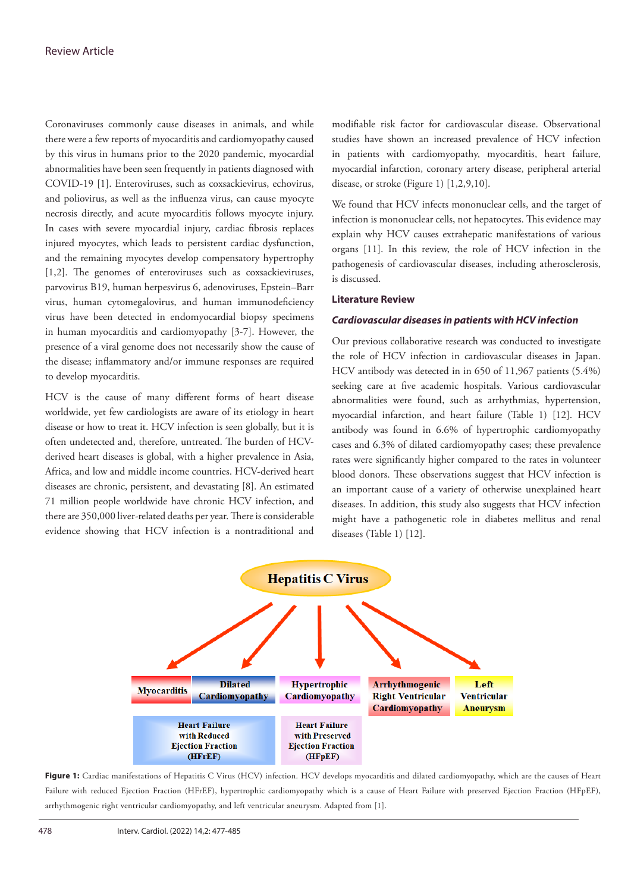Coronaviruses commonly cause diseases in animals, and while there were a few reports of myocarditis and cardiomyopathy caused by this virus in humans prior to the 2020 pandemic, myocardial abnormalities have been seen frequently in patients diagnosed with COVID-19 [1]. Enteroviruses, such as coxsackievirus, echovirus, and poliovirus, as well as the influenza virus, can cause myocyte necrosis directly, and acute myocarditis follows myocyte injury. In cases with severe myocardial injury, cardiac fibrosis replaces injured myocytes, which leads to persistent cardiac dysfunction, and the remaining myocytes develop compensatory hypertrophy [1,2]. The genomes of enteroviruses such as coxsackieviruses, parvovirus B19, human herpesvirus 6, adenoviruses, Epstein–Barr virus, human cytomegalovirus, and human immunodeficiency virus have been detected in endomyocardial biopsy specimens in human myocarditis and cardiomyopathy [3-7]. However, the presence of a viral genome does not necessarily show the cause of the disease; inflammatory and/or immune responses are required to develop myocarditis.

HCV is the cause of many different forms of heart disease worldwide, yet few cardiologists are aware of its etiology in heart disease or how to treat it. HCV infection is seen globally, but it is often undetected and, therefore, untreated. The burden of HCV-derived heart diseases is global, with a higher prevalence in Asia, Africa, and low and middle income countries. HCV-derived heart diseases are chronic, persistent, and devastating [8]. An estimated 71 million people worldwide have chronic HCV infection, and there are 350,000 liver-related deaths per year. There is considerable evidence showing that HCV infection is a nontraditional and modifiable risk factor for cardiovascular disease. Observational studies have shown an increased prevalence of HCV infection in patients with cardiomyopathy, myocarditis, heart failure, myocardial infarction, coronary artery disease, peripheral arterial disease, or stroke (Figure 1) [1,2,9,10].

We found that HCV infects mononuclear cells, and the target of infection is mononuclear cells, not hepatocytes. This evidence may explain why HCV causes extrahepatic manifestations of various organs [11]. In this review, the role of HCV infection in the pathogenesis of cardiovascular diseases, including atherosclerosis, is discussed.

## Literature Review

### *Cardiovascular diseases in patients with HCV infection*

Our previous collaborative research was conducted to investigate the role of HCV infection in cardiovascular diseases in Japan. HCV antibody was detected in in 650 of 11,967 patients (5.4%) seeking care at five academic hospitals. Various cardiovascular abnormalities were found, such as arrhythmias, hypertension, myocardial infarction, and heart failure (Table 1) [12]. HCV antibody was found in 6.6% of hypertrophic cardiomyopathy cases and 6.3% of dilated cardiomyopathy cases; these prevalence rates were significantly higher compared to the rates in volunteer blood donors. These observations suggest that HCV infection is an important cause of a variety of otherwise unexplained heart diseases. In addition, this study also suggests that HCV infection might have a pathogenetic role in diabetes mellitus and renal diseases (Table 1) [12].

Hepatitis C Virus

Myocarditis | Dilated Cardiomyopathy | Hypertrophic Cardiomyopathy | Arrhythmogenic Right Ventricular Cardiomyopathy | Left Ventricular Aneurysm

Heart Failure with Reduced Ejection Fraction (HFrEF) | Heart Failure with Preserved Ejection Fraction (HFpEF)

**Figure 1:** Cardiac manifestations of Hepatitis C Virus (HCV) infection. HCV develops myocarditis and dilated cardiomyopathy, which are the causes of Heart Failure with reduced Ejection Fraction (HFrEF), hypertrophic cardiomyopathy which is a cause of Heart Failure with preserved Ejection Fraction (HFpEF), arrhythmogenic right ventricular cardiomyopathy, and left ventricular aneurysm. Adapted from [1].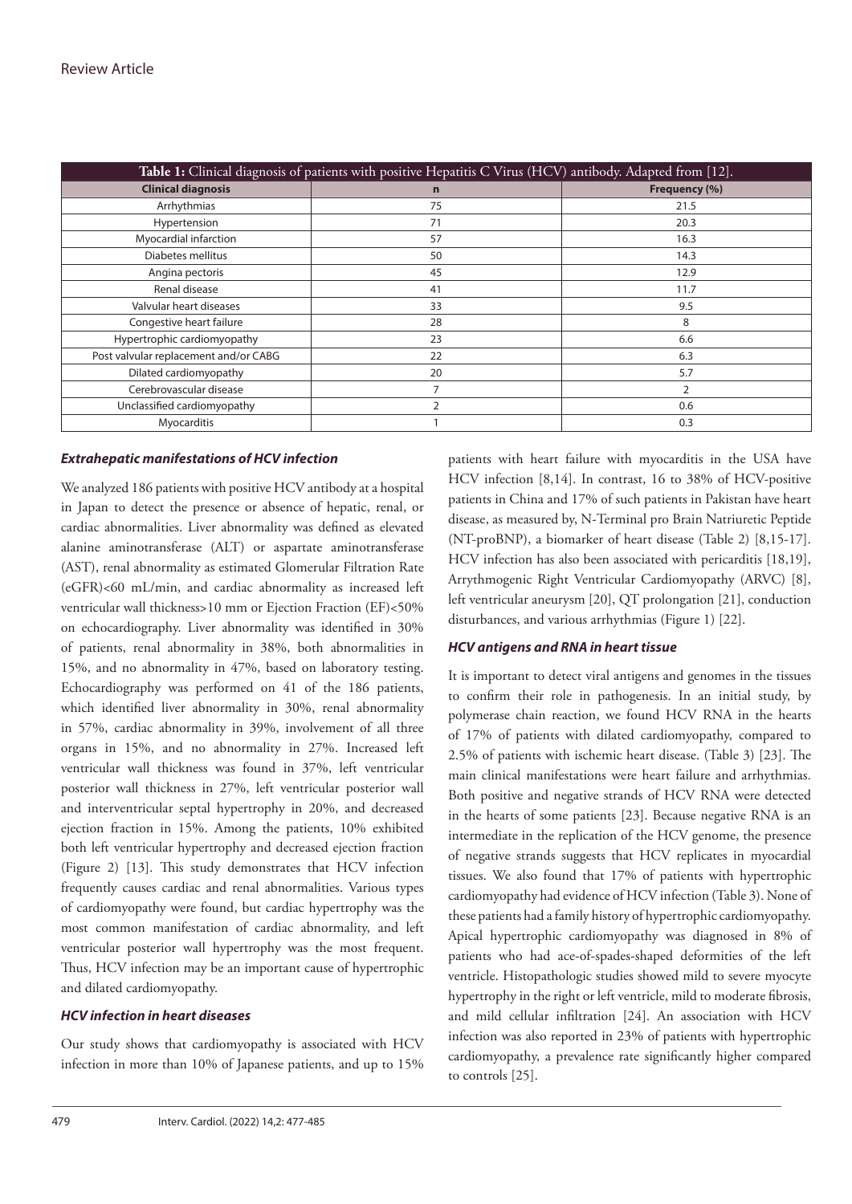**Table 1:** Clinical diagnosis of patients with positive Hepatitis C Virus (HCV) antibody. Adapted from [12].

| Clinical diagnosis | n | Frequency (%) |
|---|---|---|
| Arrhythmias | 75 | 21.5 |
| Hypertension | 71 | 20.3 |
| Myocardial infarction | 57 | 16.3 |
| Diabetes mellitus | 50 | 14.3 |
| Angina pectoris | 45 | 12.9 |
| Renal disease | 41 | 11.7 |
| Valvular heart diseases | 33 | 9.5 |
| Congestive heart failure | 28 | 8 |
| Hypertrophic cardiomyopathy | 23 | 6.6 |
| Post valvular replacement and/or CABG | 22 | 6.3 |
| Dilated cardiomyopathy | 20 | 5.7 |
| Cerebrovascular disease | 7 | 2 |
| Unclassified cardiomyopathy | 2 | 0.6 |
| Myocarditis | 1 | 0.3 |

### *Extrahepatic manifestations of HCV infection*

We analyzed 186 patients with positive HCV antibody at a hospital in Japan to detect the presence or absence of hepatic, renal, or cardiac abnormalities. Liver abnormality was defined as elevated alanine aminotransferase (ALT) or aspartate aminotransferase (AST), renal abnormality as estimated Glomerular Filtration Rate (eGFR)<60 mL/min, and cardiac abnormality as increased left ventricular wall thickness>10 mm or Ejection Fraction (EF)<50% on echocardiography. Liver abnormality was identified in 30% of patients, renal abnormality in 38%, both abnormalities in 15%, and no abnormality in 47%, based on laboratory testing. Echocardiography was performed on 41 of the 186 patients, which identified liver abnormality in 30%, renal abnormality in 57%, cardiac abnormality in 39%, involvement of all three organs in 15%, and no abnormality in 27%. Increased left ventricular wall thickness was found in 37%, left ventricular posterior wall thickness in 27%, left ventricular posterior wall and interventricular septal hypertrophy in 20%, and decreased ejection fraction in 15%. Among the patients, 10% exhibited both left ventricular hypertrophy and decreased ejection fraction (Figure 2) [13]. This study demonstrates that HCV infection frequently causes cardiac and renal abnormalities. Various types of cardiomyopathy were found, but cardiac hypertrophy was the most common manifestation of cardiac abnormality, and left ventricular posterior wall hypertrophy was the most frequent. Thus, HCV infection may be an important cause of hypertrophic and dilated cardiomyopathy.

### *HCV infection in heart diseases*

Our study shows that cardiomyopathy is associated with HCV infection in more than 10% of Japanese patients, and up to 15% patients with heart failure with myocarditis in the USA have HCV infection [8,14]. In contrast, 16 to 38% of HCV-positive patients in China and 17% of such patients in Pakistan have heart disease, as measured by, N-Terminal pro Brain Natriuretic Peptide (NT-proBNP), a biomarker of heart disease (Table 2) [8,15-17]. HCV infection has also been associated with pericarditis [18,19], Arrythmogenic Right Ventricular Cardiomyopathy (ARVC) [8], left ventricular aneurysm [20], QT prolongation [21], conduction disturbances, and various arrhythmias (Figure 1) [22].

### *HCV antigens and RNA in heart tissue*

It is important to detect viral antigens and genomes in the tissues to confirm their role in pathogenesis. In an initial study, by polymerase chain reaction, we found HCV RNA in the hearts of 17% of patients with dilated cardiomyopathy, compared to 2.5% of patients with ischemic heart disease. (Table 3) [23]. The main clinical manifestations were heart failure and arrhythmias. Both positive and negative strands of HCV RNA were detected in the hearts of some patients [23]. Because negative RNA is an intermediate in the replication of the HCV genome, the presence of negative strands suggests that HCV replicates in myocardial tissues. We also found that 17% of patients with hypertrophic cardiomyopathy had evidence of HCV infection (Table 3). None of these patients had a family history of hypertrophic cardiomyopathy. Apical hypertrophic cardiomyopathy was diagnosed in 8% of patients who had ace-of-spades-shaped deformities of the left ventricle. Histopathologic studies showed mild to severe myocyte hypertrophy in the right or left ventricle, mild to moderate fibrosis, and mild cellular infiltration [24]. An association with HCV infection was also reported in 23% of patients with hypertrophic cardiomyopathy, a prevalence rate significantly higher compared to controls [25].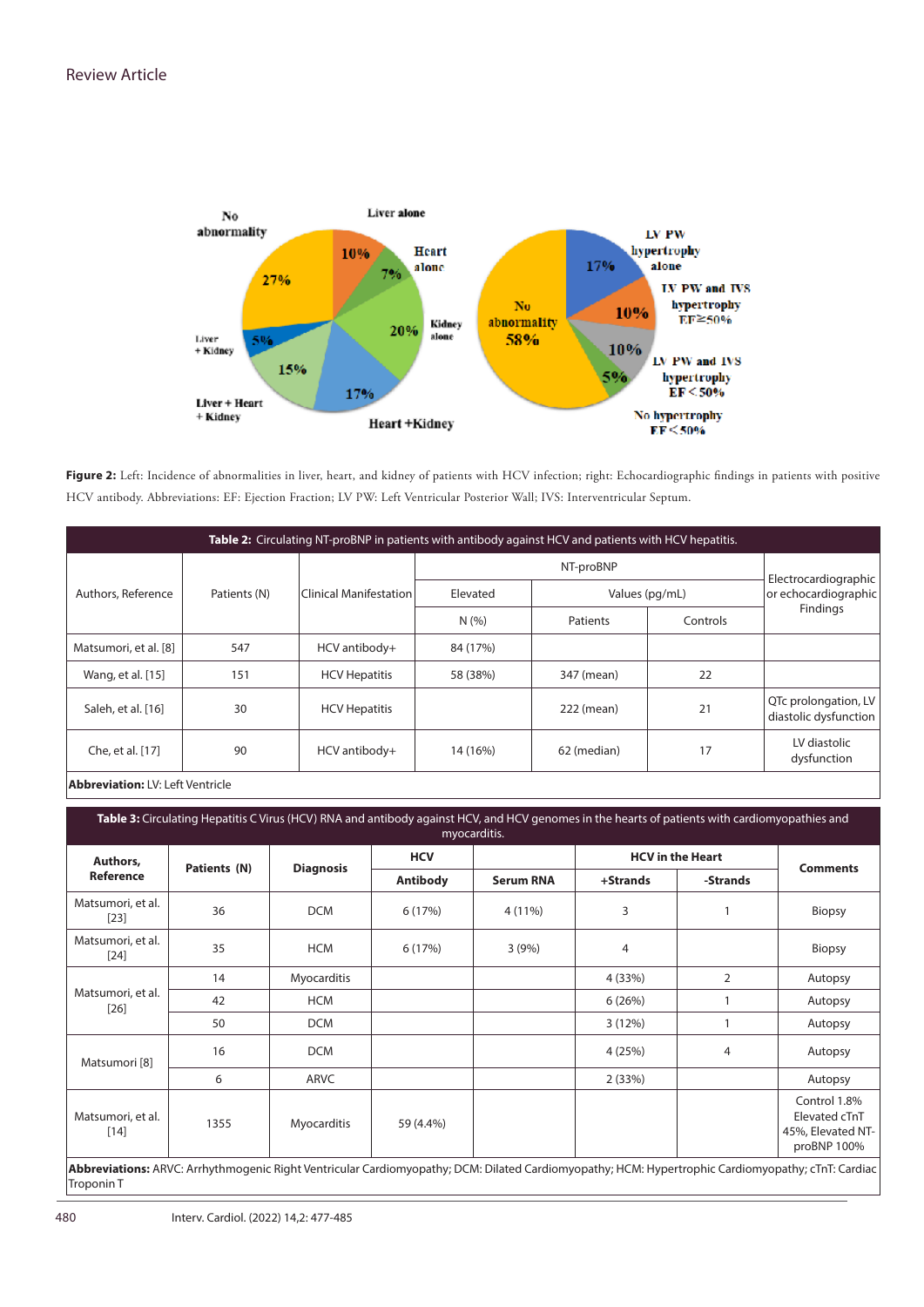Figure 2: Left: Incidence of abnormalities in liver, heart, and kidney of patients with HCV infection; right: Echocardiographic findings in patients with positive HCV antibody. Abbreviations: EF: Ejection Fraction; LV PW: Left Ventricular Posterior Wall; IVS: Interventricular Septum.

**Table 2:** Circulating NT-proBNP in patients with antibody against HCV and patients with HCV hepatitis.

| Authors, Reference | Patients (N) | Clinical Manifestation | NT-proBNP | | | Electrocardiographic or echocardiographic Findings |
|---|---|---|---|---|---|---|
| | | | Elevated | Values (pg/mL) | | |
| | | | N (%) | Patients | Controls | |
| Matsumori, et al. [8] | 547 | HCV antibody+ | 84 (17%) | | | |
| Wang, et al. [15] | 151 | HCV Hepatitis | 58 (38%) | 347 (mean) | 22 | |
| Saleh, et al. [16] | 30 | HCV Hepatitis | | 222 (mean) | 21 | QTc prolongation, LV diastolic dysfunction |
| Che, et al. [17] | 90 | HCV antibody+ | 14 (16%) | 62 (median) | 17 | LV diastolic dysfunction |

**Abbreviation:** LV: Left Ventricle

**Table 3:** Circulating Hepatitis C Virus (HCV) RNA and antibody against HCV, and HCV genomes in the hearts of patients with cardiomyopathies and myocarditis.

| Authors, Reference | Patients (N) | Diagnosis | HCV | | HCV in the Heart | | Comments |
|---|---|---|---|---|---|---|---|
| | | | Antibody | Serum RNA | +Strands | -Strands | |
| Matsumori, et al. [23] | 36 | DCM | 6 (17%) | 4 (11%) | 3 | 1 | Biopsy |
| Matsumori, et al. [24] | 35 | HCM | 6 (17%) | 3 (9%) | 4 | | Biopsy |
| Matsumori, et al. [26] | 14 | Myocarditis | | | 4 (33%) | 2 | Autopsy |
| | 42 | HCM | | | 6 (26%) | 1 | Autopsy |
| | 50 | DCM | | | 3 (12%) | 1 | Autopsy |
| Matsumori [8] | 16 | DCM | | | 4 (25%) | 4 | Autopsy |
| | 6 | ARVC | | | 2 (33%) | | Autopsy |
| Matsumori, et al. [14] | 1355 | Myocarditis | 59 (4.4%) | | | | Control 1.8% Elevated cTnT 45%, Elevated NT-proBNP 100% |

**Abbreviations:** ARVC: Arrhythmogenic Right Ventricular Cardiomyopathy; DCM: Dilated Cardiomyopathy; HCM: Hypertrophic Cardiomyopathy; cTnT: Cardiac Troponin T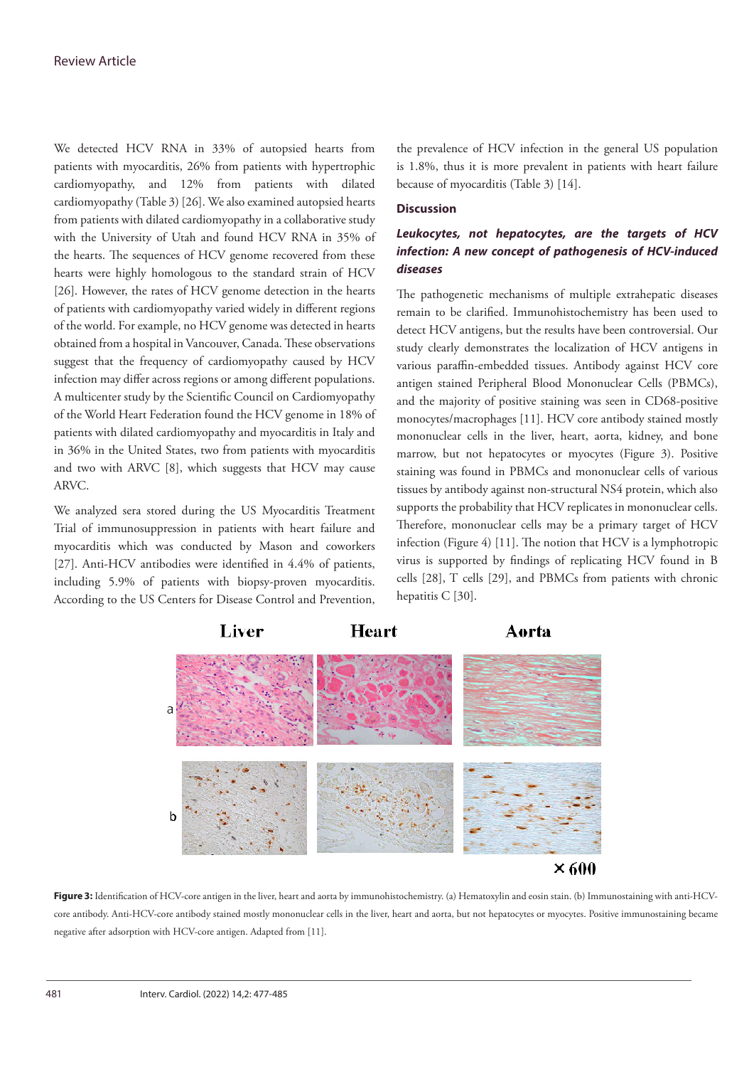We detected HCV RNA in 33% of autopsied hearts from patients with myocarditis, 26% from patients with hypertrophic cardiomyopathy, and 12% from patients with dilated cardiomyopathy (Table 3) [26]. We also examined autopsied hearts from patients with dilated cardiomyopathy in a collaborative study with the University of Utah and found HCV RNA in 35% of the hearts. The sequences of HCV genome recovered from these hearts were highly homologous to the standard strain of HCV [26]. However, the rates of HCV genome detection in the hearts of patients with cardiomyopathy varied widely in different regions of the world. For example, no HCV genome was detected in hearts obtained from a hospital in Vancouver, Canada. These observations suggest that the frequency of cardiomyopathy caused by HCV infection may differ across regions or among different populations. A multicenter study by the Scientific Council on Cardiomyopathy of the World Heart Federation found the HCV genome in 18% of patients with dilated cardiomyopathy and myocarditis in Italy and in 36% in the United States, two from patients with myocarditis and two with ARVC [8], which suggests that HCV may cause ARVC.

We analyzed sera stored during the US Myocarditis Treatment Trial of immunosuppression in patients with heart failure and myocarditis which was conducted by Mason and coworkers [27]. Anti-HCV antibodies were identified in 4.4% of patients, including 5.9% of patients with biopsy-proven myocarditis. According to the US Centers for Disease Control and Prevention, the prevalence of HCV infection in the general US population is 1.8%, thus it is more prevalent in patients with heart failure because of myocarditis (Table 3) [14].

## Discussion

### *Leukocytes, not hepatocytes, are the targets of HCV infection: A new concept of pathogenesis of HCV-induced diseases*

The pathogenetic mechanisms of multiple extrahepatic diseases remain to be clarified. Immunohistochemistry has been used to detect HCV antigens, but the results have been controversial. Our study clearly demonstrates the localization of HCV antigens in various paraffin-embedded tissues. Antibody against HCV core antigen stained Peripheral Blood Mononuclear Cells (PBMCs), and the majority of positive staining was seen in CD68-positive monocytes/macrophages [11]. HCV core antibody stained mostly mononuclear cells in the liver, heart, aorta, kidney, and bone marrow, but not hepatocytes or myocytes (Figure 3). Positive staining was found in PBMCs and mononuclear cells of various tissues by antibody against non-structural NS4 protein, which also supports the probability that HCV replicates in mononuclear cells. Therefore, mononuclear cells may be a primary target of HCV infection (Figure 4) [11]. The notion that HCV is a lymphotropic virus is supported by findings of replicating HCV found in B cells [28], T cells [29], and PBMCs from patients with chronic hepatitis C [30].

**Figure 3:** Identification of HCV-core antigen in the liver, heart and aorta by immunohistochemistry. (a) Hematoxylin and eosin stain. (b) Immunostaining with anti-HCV-core antibody. Anti-HCV-core antibody stained mostly mononuclear cells in the liver, heart and aorta, but not hepatocytes or myocytes. Positive immunostaining became negative after adsorption with HCV-core antigen. Adapted from [11].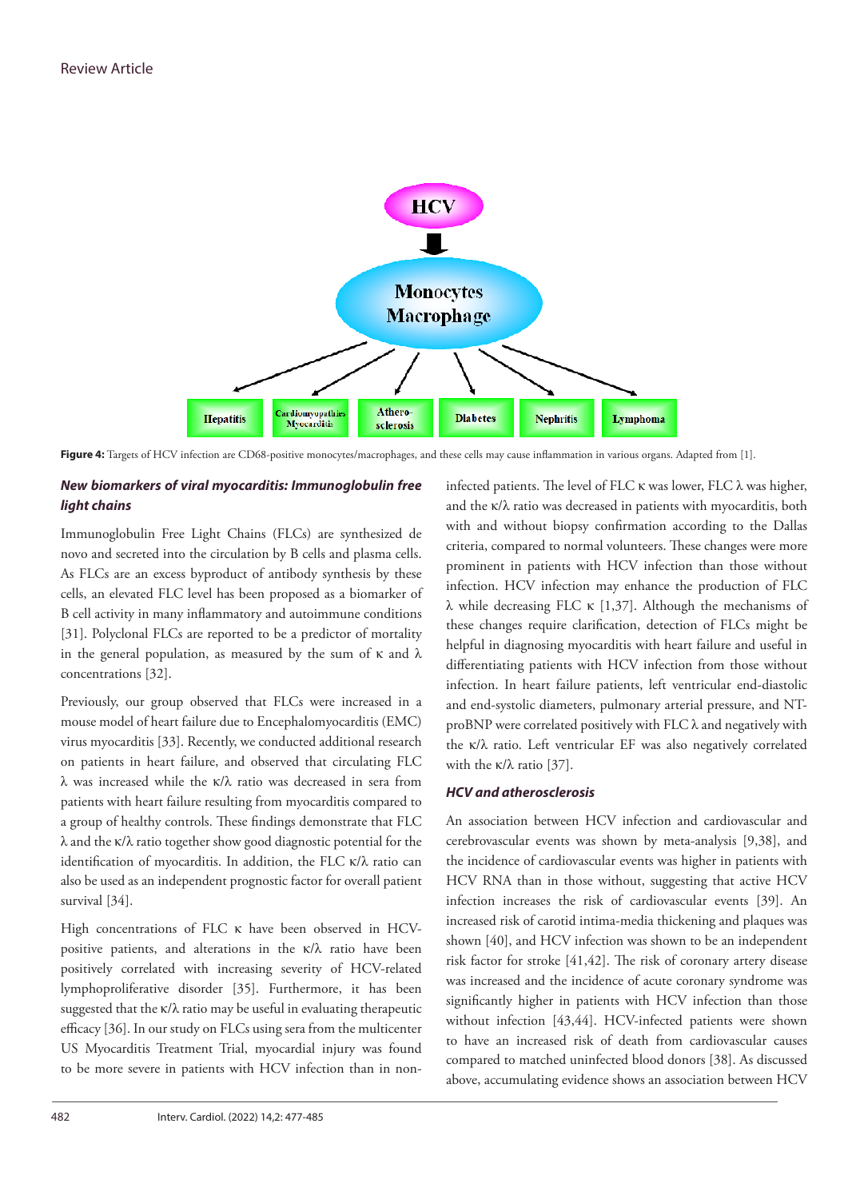Figure 4: Targets of HCV infection are CD68-positive monocytes/macrophages, and these cells may cause inflammation in various organs. Adapted from [1].

### New biomarkers of viral myocarditis: Immunoglobulin free light chains

Immunoglobulin Free Light Chains (FLCs) are synthesized de novo and secreted into the circulation by B cells and plasma cells. As FLCs are an excess byproduct of antibody synthesis by these cells, an elevated FLC level has been proposed as a biomarker of B cell activity in many inflammatory and autoimmune conditions [31]. Polyclonal FLCs are reported to be a predictor of mortality in the general population, as measured by the sum of κ and λ concentrations [32].

Previously, our group observed that FLCs were increased in a mouse model of heart failure due to Encephalomyocarditis (EMC) virus myocarditis [33]. Recently, we conducted additional research on patients in heart failure, and observed that circulating FLC λ was increased while the κ/λ ratio was decreased in sera from patients with heart failure resulting from myocarditis compared to a group of healthy controls. These findings demonstrate that FLC λ and the κ/λ ratio together show good diagnostic potential for the identification of myocarditis. In addition, the FLC κ/λ ratio can also be used as an independent prognostic factor for overall patient survival [34].

High concentrations of FLC κ have been observed in HCV-positive patients, and alterations in the κ/λ ratio have been positively correlated with increasing severity of HCV-related lymphoproliferative disorder [35]. Furthermore, it has been suggested that the κ/λ ratio may be useful in evaluating therapeutic efficacy [36]. In our study on FLCs using sera from the multicenter US Myocarditis Treatment Trial, myocardial injury was found to be more severe in patients with HCV infection than in non-infected patients. The level of FLC κ was lower, FLC λ was higher, and the κ/λ ratio was decreased in patients with myocarditis, both with and without biopsy confirmation according to the Dallas criteria, compared to normal volunteers. These changes were more prominent in patients with HCV infection than those without infection. HCV infection may enhance the production of FLC λ while decreasing FLC κ [1,37]. Although the mechanisms of these changes require clarification, detection of FLCs might be helpful in diagnosing myocarditis with heart failure and useful in differentiating patients with HCV infection from those without infection. In heart failure patients, left ventricular end-diastolic and end-systolic diameters, pulmonary arterial pressure, and NT-proBNP were correlated positively with FLC λ and negatively with the κ/λ ratio. Left ventricular EF was also negatively correlated with the κ/λ ratio [37].

### HCV and atherosclerosis

An association between HCV infection and cardiovascular and cerebrovascular events was shown by meta-analysis [9,38], and the incidence of cardiovascular events was higher in patients with HCV RNA than in those without, suggesting that active HCV infection increases the risk of cardiovascular events [39]. An increased risk of carotid intima-media thickening and plaques was shown [40], and HCV infection was shown to be an independent risk factor for stroke [41,42]. The risk of coronary artery disease was increased and the incidence of acute coronary syndrome was significantly higher in patients with HCV infection than those without infection [43,44]. HCV-infected patients were shown to have an increased risk of death from cardiovascular causes compared to matched uninfected blood donors [38]. As discussed above, accumulating evidence shows an association between HCV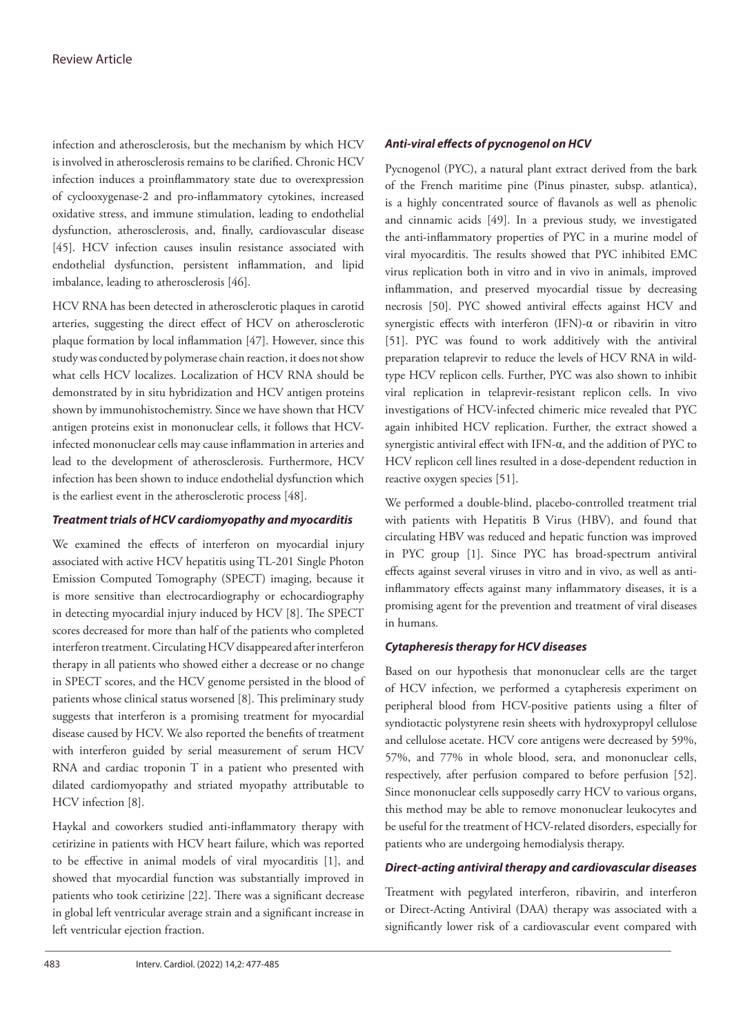infection and atherosclerosis, but the mechanism by which HCV is involved in atherosclerosis remains to be clarified. Chronic HCV infection induces a proinflammatory state due to overexpression of cyclooxygenase-2 and pro-inflammatory cytokines, increased oxidative stress, and immune stimulation, leading to endothelial dysfunction, atherosclerosis, and, finally, cardiovascular disease [45]. HCV infection causes insulin resistance associated with endothelial dysfunction, persistent inflammation, and lipid imbalance, leading to atherosclerosis [46].

HCV RNA has been detected in atherosclerotic plaques in carotid arteries, suggesting the direct effect of HCV on atherosclerotic plaque formation by local inflammation [47]. However, since this study was conducted by polymerase chain reaction, it does not show what cells HCV localizes. Localization of HCV RNA should be demonstrated by in situ hybridization and HCV antigen proteins shown by immunohistochemistry. Since we have shown that HCV antigen proteins exist in mononuclear cells, it follows that HCV-infected mononuclear cells may cause inflammation in arteries and lead to the development of atherosclerosis. Furthermore, HCV infection has been shown to induce endothelial dysfunction which is the earliest event in the atherosclerotic process [48].

### *Treatment trials of HCV cardiomyopathy and myocarditis*

We examined the effects of interferon on myocardial injury associated with active HCV hepatitis using TL-201 Single Photon Emission Computed Tomography (SPECT) imaging, because it is more sensitive than electrocardiography or echocardiography in detecting myocardial injury induced by HCV [8]. The SPECT scores decreased for more than half of the patients who completed interferon treatment. Circulating HCV disappeared after interferon therapy in all patients who showed either a decrease or no change in SPECT scores, and the HCV genome persisted in the blood of patients whose clinical status worsened [8]. This preliminary study suggests that interferon is a promising treatment for myocardial disease caused by HCV. We also reported the benefits of treatment with interferon guided by serial measurement of serum HCV RNA and cardiac troponin T in a patient who presented with dilated cardiomyopathy and striated myopathy attributable to HCV infection [8].

Haykal and coworkers studied anti-inflammatory therapy with cetirizine in patients with HCV heart failure, which was reported to be effective in animal models of viral myocarditis [1], and showed that myocardial function was substantially improved in patients who took cetirizine [22]. There was a significant decrease in global left ventricular average strain and a significant increase in left ventricular ejection fraction.

### *Anti-viral effects of pycnogenol on HCV*

Pycnogenol (PYC), a natural plant extract derived from the bark of the French maritime pine (Pinus pinaster, subsp. atlantica), is a highly concentrated source of flavanols as well as phenolic and cinnamic acids [49]. In a previous study, we investigated the anti-inflammatory properties of PYC in a murine model of viral myocarditis. The results showed that PYC inhibited EMC virus replication both in vitro and in vivo in animals, improved inflammation, and preserved myocardial tissue by decreasing necrosis [50]. PYC showed antiviral effects against HCV and synergistic effects with interferon (IFN)-α or ribavirin in vitro [51]. PYC was found to work additively with the antiviral preparation telaprevir to reduce the levels of HCV RNA in wild-type HCV replicon cells. Further, PYC was also shown to inhibit viral replication in telaprevir-resistant replicon cells. In vivo investigations of HCV-infected chimeric mice revealed that PYC again inhibited HCV replication. Further, the extract showed a synergistic antiviral effect with IFN-α, and the addition of PYC to HCV replicon cell lines resulted in a dose-dependent reduction in reactive oxygen species [51].

We performed a double-blind, placebo-controlled treatment trial with patients with Hepatitis B Virus (HBV), and found that circulating HBV was reduced and hepatic function was improved in PYC group [1]. Since PYC has broad-spectrum antiviral effects against several viruses in vitro and in vivo, as well as anti-inflammatory effects against many inflammatory diseases, it is a promising agent for the prevention and treatment of viral diseases in humans.

### *Cytapheresis therapy for HCV diseases*

Based on our hypothesis that mononuclear cells are the target of HCV infection, we performed a cytapheresis experiment on peripheral blood from HCV-positive patients using a filter of syndiotactic polystyrene resin sheets with hydroxypropyl cellulose and cellulose acetate. HCV core antigens were decreased by 59%, 57%, and 77% in whole blood, sera, and mononuclear cells, respectively, after perfusion compared to before perfusion [52]. Since mononuclear cells supposedly carry HCV to various organs, this method may be able to remove mononuclear leukocytes and be useful for the treatment of HCV-related disorders, especially for patients who are undergoing hemodialysis therapy.

### *Direct-acting antiviral therapy and cardiovascular diseases*

Treatment with pegylated interferon, ribavirin, and interferon or Direct-Acting Antiviral (DAA) therapy was associated with a significantly lower risk of a cardiovascular event compared with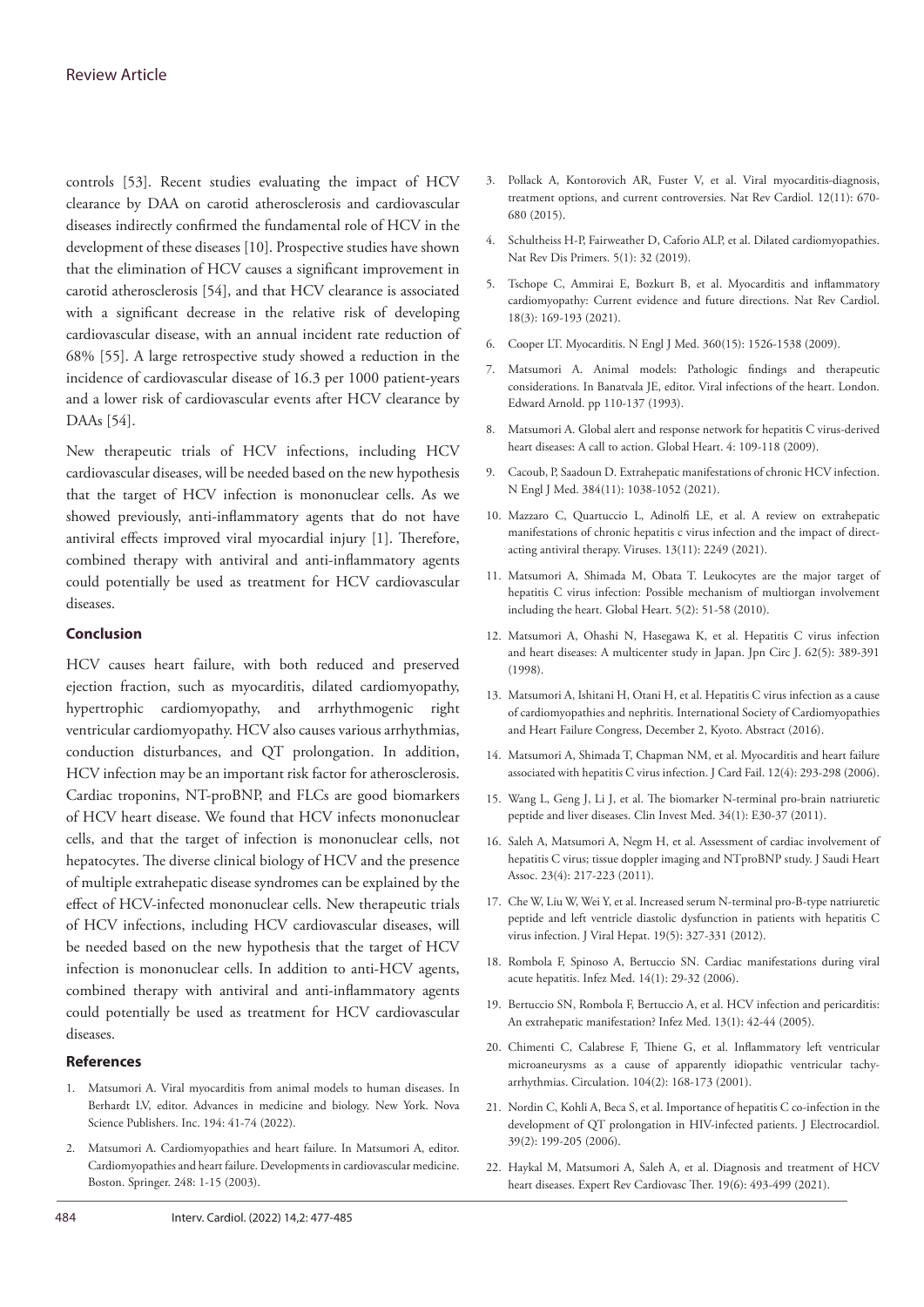controls [53]. Recent studies evaluating the impact of HCV clearance by DAA on carotid atherosclerosis and cardiovascular diseases indirectly confirmed the fundamental role of HCV in the development of these diseases [10]. Prospective studies have shown that the elimination of HCV causes a significant improvement in carotid atherosclerosis [54], and that HCV clearance is associated with a significant decrease in the relative risk of developing cardiovascular disease, with an annual incident rate reduction of 68% [55]. A large retrospective study showed a reduction in the incidence of cardiovascular disease of 16.3 per 1000 patient-years and a lower risk of cardiovascular events after HCV clearance by DAAs [54].

New therapeutic trials of HCV infections, including HCV cardiovascular diseases, will be needed based on the new hypothesis that the target of HCV infection is mononuclear cells. As we showed previously, anti-inflammatory agents that do not have antiviral effects improved viral myocardial injury [1]. Therefore, combined therapy with antiviral and anti-inflammatory agents could potentially be used as treatment for HCV cardiovascular diseases.

## Conclusion

HCV causes heart failure, with both reduced and preserved ejection fraction, such as myocarditis, dilated cardiomyopathy, hypertrophic cardiomyopathy, and arrhythmogenic right ventricular cardiomyopathy. HCV also causes various arrhythmias, conduction disturbances, and QT prolongation. In addition, HCV infection may be an important risk factor for atherosclerosis. Cardiac troponins, NT-proBNP, and FLCs are good biomarkers of HCV heart disease. We found that HCV infects mononuclear cells, and that the target of infection is mononuclear cells, not hepatocytes. The diverse clinical biology of HCV and the presence of multiple extrahepatic disease syndromes can be explained by the effect of HCV-infected mononuclear cells. New therapeutic trials of HCV infections, including HCV cardiovascular diseases, will be needed based on the new hypothesis that the target of HCV infection is mononuclear cells. In addition to anti-HCV agents, combined therapy with antiviral and anti-inflammatory agents could potentially be used as treatment for HCV cardiovascular diseases.

## References

1. Matsumori A. Viral myocarditis from animal models to human diseases. In Berhardt LV, editor. Advances in medicine and biology. New York. Nova Science Publishers. Inc. 194: 41-74 (2022).
2. Matsumori A. Cardiomyopathies and heart failure. In Matsumori A, editor. Cardiomyopathies and heart failure. Developments in cardiovascular medicine. Boston. Springer. 248: 1-15 (2003).
3. Pollack A, Kontorovich AR, Fuster V, et al. Viral myocarditis-diagnosis, treatment options, and current controversies. Nat Rev Cardiol. 12(11): 670-680 (2015).
4. Schultheiss H-P, Fairweather D, Caforio ALP, et al. Dilated cardiomyopathies. Nat Rev Dis Primers. 5(1): 32 (2019).
5. Tschope C, Ammirai E, Bozkurt B, et al. Myocarditis and inflammatory cardiomyopathy: Current evidence and future directions. Nat Rev Cardiol. 18(3): 169-193 (2021).
6. Cooper LT. Myocarditis. N Engl J Med. 360(15): 1526-1538 (2009).
7. Matsumori A. Animal models: Pathologic findings and therapeutic considerations. In Banatvala JE, editor. Viral infections of the heart. London. Edward Arnold. pp 110-137 (1993).
8. Matsumori A. Global alert and response network for hepatitis C virus-derived heart diseases: A call to action. Global Heart. 4: 109-118 (2009).
9. Cacoub, P, Saadoun D. Extrahepatic manifestations of chronic HCV infection. N Engl J Med. 384(11): 1038-1052 (2021).
10. Mazzaro C, Quartuccio L, Adinolfi LE, et al. A review on extrahepatic manifestations of chronic hepatitis c virus infection and the impact of direct-acting antiviral therapy. Viruses. 13(11): 2249 (2021).
11. Matsumori A, Shimada M, Obata T. Leukocytes are the major target of hepatitis C virus infection: Possible mechanism of multiorgan involvement including the heart. Global Heart. 5(2): 51-58 (2010).
12. Matsumori A, Ohashi N, Hasegawa K, et al. Hepatitis C virus infection and heart diseases: A multicenter study in Japan. Jpn Circ J. 62(5): 389-391 (1998).
13. Matsumori A, Ishitani H, Otani H, et al. Hepatitis C virus infection as a cause of cardiomyopathies and nephritis. International Society of Cardiomyopathies and Heart Failure Congress, December 2, Kyoto. Abstract (2016).
14. Matsumori A, Shimada T, Chapman NM, et al. Myocarditis and heart failure associated with hepatitis C virus infection. J Card Fail. 12(4): 293-298 (2006).
15. Wang L, Geng J, Li J, et al. The biomarker N-terminal pro-brain natriuretic peptide and liver diseases. Clin Invest Med. 34(1): E30-37 (2011).
16. Saleh A, Matsumori A, Negm H, et al. Assessment of cardiac involvement of hepatitis C virus; tissue doppler imaging and NTproBNP study. J Saudi Heart Assoc. 23(4): 217-223 (2011).
17. Che W, Liu W, Wei Y, et al. Increased serum N-terminal pro-B-type natriuretic peptide and left ventricle diastolic dysfunction in patients with hepatitis C virus infection. J Viral Hepat. 19(5): 327-331 (2012).
18. Rombola F, Spinoso A, Bertuccio SN. Cardiac manifestations during viral acute hepatitis. Infez Med. 14(1): 29-32 (2006).
19. Bertuccio SN, Rombola F, Bertuccio A, et al. HCV infection and pericarditis: An extrahepatic manifestation? Infez Med. 13(1): 42-44 (2005).
20. Chimenti C, Calabrese F, Thiene G, et al. Inflammatory left ventricular microaneurysms as a cause of apparently idiopathic ventricular tachyarrhythmias. Circulation. 104(2): 168-173 (2001).
21. Nordin C, Kohli A, Beca S, et al. Importance of hepatitis C co-infection in the development of QT prolongation in HIV-infected patients. J Electrocardiol. 39(2): 199-205 (2006).
22. Haykal M, Matsumori A, Saleh A, et al. Diagnosis and treatment of HCV heart diseases. Expert Rev Cardiovasc Ther. 19(6): 493-499 (2021).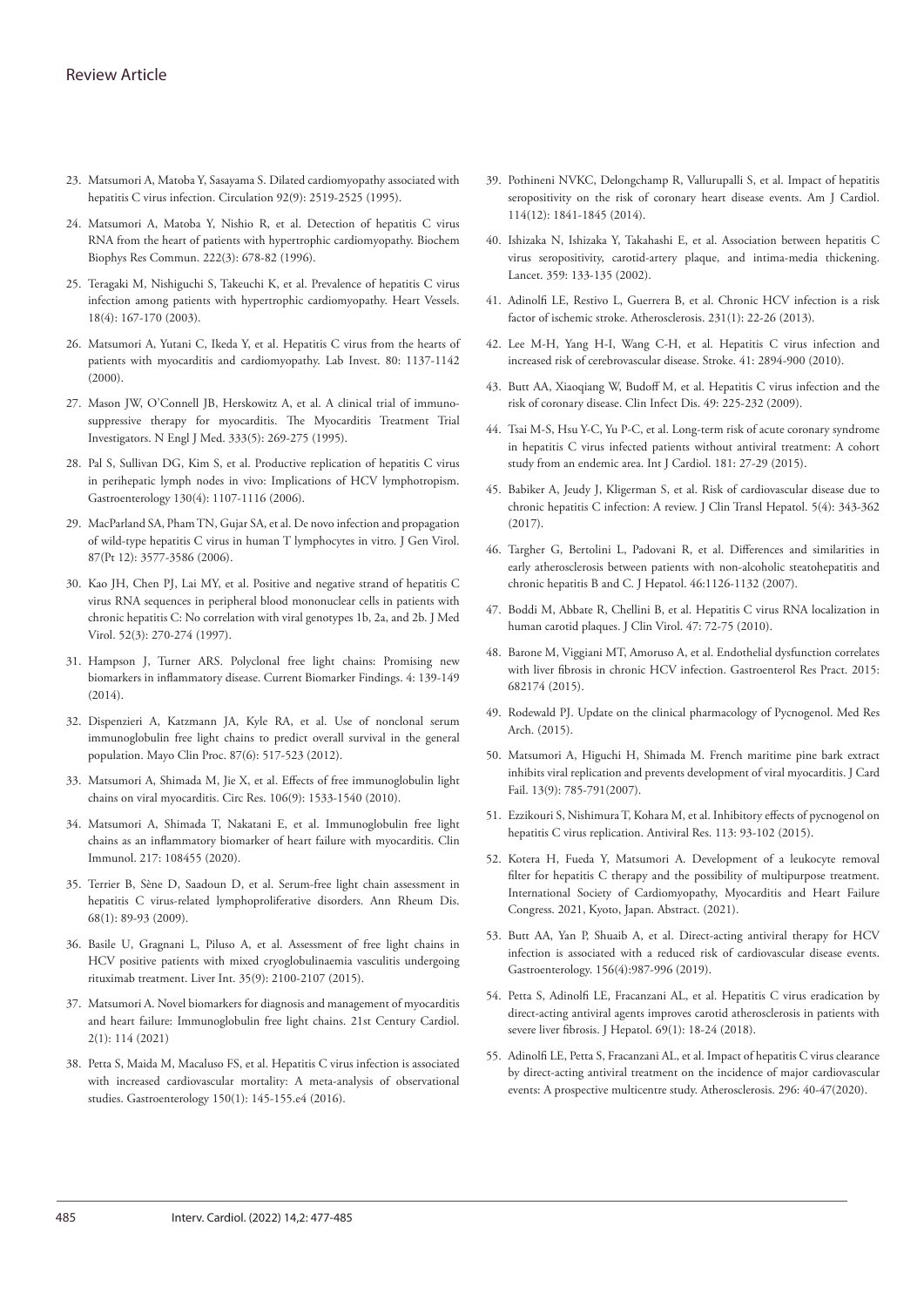23. Matsumori A, Matoba Y, Sasayama S. Dilated cardiomyopathy associated with hepatitis C virus infection. Circulation 92(9): 2519-2525 (1995).
24. Matsumori A, Matoba Y, Nishio R, et al. Detection of hepatitis C virus RNA from the heart of patients with hypertrophic cardiomyopathy. Biochem Biophys Res Commun. 222(3): 678-82 (1996).
25. Teragaki M, Nishiguchi S, Takeuchi K, et al. Prevalence of hepatitis C virus infection among patients with hypertrophic cardiomyopathy. Heart Vessels. 18(4): 167-170 (2003).
26. Matsumori A, Yutani C, Ikeda Y, et al. Hepatitis C virus from the hearts of patients with myocarditis and cardiomyopathy. Lab Invest. 80: 1137-1142 (2000).
27. Mason JW, O'Connell JB, Herskowitz A, et al. A clinical trial of immunosuppressive therapy for myocarditis. The Myocarditis Treatment Trial Investigators. N Engl J Med. 333(5): 269-275 (1995).
28. Pal S, Sullivan DG, Kim S, et al. Productive replication of hepatitis C virus in perihepatic lymph nodes in vivo: Implications of HCV lymphotropism. Gastroenterology 130(4): 1107-1116 (2006).
29. MacParland SA, Pham TN, Gujar SA, et al. De novo infection and propagation of wild-type hepatitis C virus in human T lymphocytes in vitro. J Gen Virol. 87(Pt 12): 3577-3586 (2006).
30. Kao JH, Chen PJ, Lai MY, et al. Positive and negative strand of hepatitis C virus RNA sequences in peripheral blood mononuclear cells in patients with chronic hepatitis C: No correlation with viral genotypes 1b, 2a, and 2b. J Med Virol. 52(3): 270-274 (1997).
31. Hampson J, Turner ARS. Polyclonal free light chains: Promising new biomarkers in inflammatory disease. Current Biomarker Findings. 4: 139-149 (2014).
32. Dispenzieri A, Katzmann JA, Kyle RA, et al. Use of nonclonal serum immunoglobulin free light chains to predict overall survival in the general population. Mayo Clin Proc. 87(6): 517-523 (2012).
33. Matsumori A, Shimada M, Jie X, et al. Effects of free immunoglobulin light chains on viral myocarditis. Circ Res. 106(9): 1533-1540 (2010).
34. Matsumori A, Shimada T, Nakatani E, et al. Immunoglobulin free light chains as an inflammatory biomarker of heart failure with myocarditis. Clin Immunol. 217: 108455 (2020).
35. Terrier B, Sène D, Saadoun D, et al. Serum-free light chain assessment in hepatitis C virus-related lymphoproliferative disorders. Ann Rheum Dis. 68(1): 89-93 (2009).
36. Basile U, Gragnani L, Piluso A, et al. Assessment of free light chains in HCV positive patients with mixed cryoglobulinaemia vasculitis undergoing rituximab treatment. Liver Int. 35(9): 2100-2107 (2015).
37. Matsumori A. Novel biomarkers for diagnosis and management of myocarditis and heart failure: Immunoglobulin free light chains. 21st Century Cardiol. 2(1): 114 (2021)
38. Petta S, Maida M, Macaluso FS, et al. Hepatitis C virus infection is associated with increased cardiovascular mortality: A meta-analysis of observational studies. Gastroenterology 150(1): 145-155.e4 (2016).
39. Pothineni NVKC, Delongchamp R, Vallurupalli S, et al. Impact of hepatitis seropositivity on the risk of coronary heart disease events. Am J Cardiol. 114(12): 1841-1845 (2014).
40. Ishizaka N, Ishizaka Y, Takahashi E, et al. Association between hepatitis C virus seropositivity, carotid-artery plaque, and intima-media thickening. Lancet. 359: 133-135 (2002).
41. Adinolfi LE, Restivo L, Guerrera B, et al. Chronic HCV infection is a risk factor of ischemic stroke. Atherosclerosis. 231(1): 22-26 (2013).
42. Lee M-H, Yang H-I, Wang C-H, et al. Hepatitis C virus infection and increased risk of cerebrovascular disease. Stroke. 41: 2894-900 (2010).
43. Butt AA, Xiaoqiang W, Budoff M, et al. Hepatitis C virus infection and the risk of coronary disease. Clin Infect Dis. 49: 225-232 (2009).
44. Tsai M-S, Hsu Y-C, Yu P-C, et al. Long-term risk of acute coronary syndrome in hepatitis C virus infected patients without antiviral treatment: A cohort study from an endemic area. Int J Cardiol. 181: 27-29 (2015).
45. Babiker A, Jeudy J, Kligerman S, et al. Risk of cardiovascular disease due to chronic hepatitis C infection: A review. J Clin Transl Hepatol. 5(4): 343-362 (2017).
46. Targher G, Bertolini L, Padovani R, et al. Differences and similarities in early atherosclerosis between patients with non-alcoholic steatohepatitis and chronic hepatitis B and C. J Hepatol. 46:1126-1132 (2007).
47. Boddi M, Abbate R, Chellini B, et al. Hepatitis C virus RNA localization in human carotid plaques. J Clin Virol. 47: 72-75 (2010).
48. Barone M, Viggiani MT, Amoruso A, et al. Endothelial dysfunction correlates with liver fibrosis in chronic HCV infection. Gastroenterol Res Pract. 2015: 682174 (2015).
49. Rodewald PJ. Update on the clinical pharmacology of Pycnogenol. Med Res Arch. (2015).
50. Matsumori A, Higuchi H, Shimada M. French maritime pine bark extract inhibits viral replication and prevents development of viral myocarditis. J Card Fail. 13(9): 785-791(2007).
51. Ezzikouri S, Nishimura T, Kohara M, et al. Inhibitory effects of pycnogenol on hepatitis C virus replication. Antiviral Res. 113: 93-102 (2015).
52. Kotera H, Fueda Y, Matsumori A. Development of a leukocyte removal filter for hepatitis C therapy and the possibility of multipurpose treatment. International Society of Cardiomyopathy, Myocarditis and Heart Failure Congress. 2021, Kyoto, Japan. Abstract. (2021).
53. Butt AA, Yan P, Shuaib A, et al. Direct-acting antiviral therapy for HCV infection is associated with a reduced risk of cardiovascular disease events. Gastroenterology. 156(4):987-996 (2019).
54. Petta S, Adinolfi LE, Fracanzani AL, et al. Hepatitis C virus eradication by direct-acting antiviral agents improves carotid atherosclerosis in patients with severe liver fibrosis. J Hepatol. 69(1): 18-24 (2018).
55. Adinolfi LE, Petta S, Fracanzani AL, et al. Impact of hepatitis C virus clearance by direct-acting antiviral treatment on the incidence of major cardiovascular events: A prospective multicentre study. Atherosclerosis. 296: 40-47(2020).